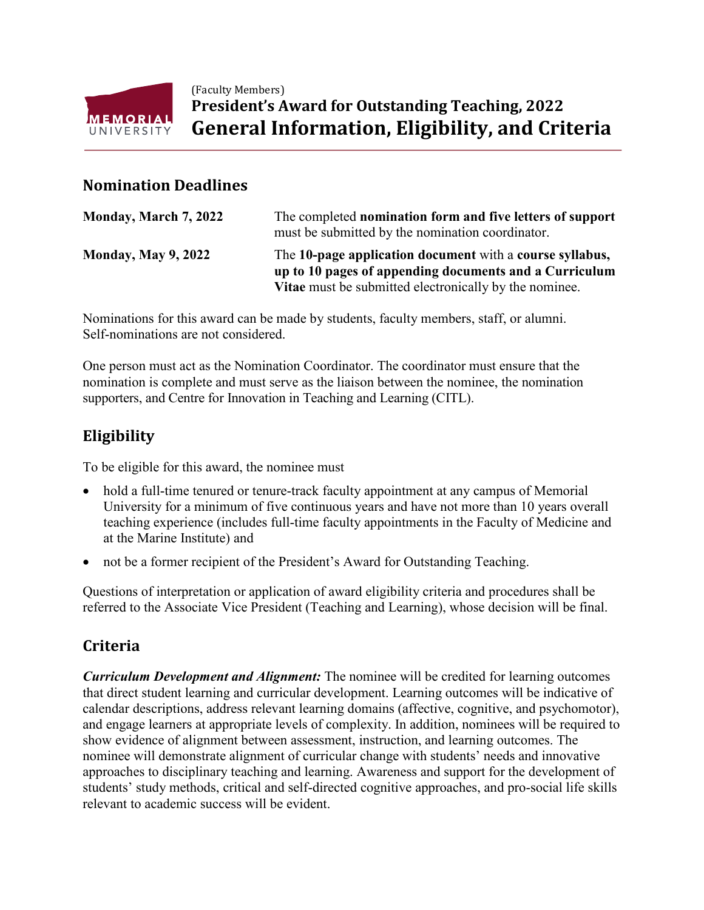(Faculty Members)

# President's Award for Outstanding Teaching, 2022

# General Information, Eligibility, and Criteria

## Nomination Deadlines

| | |
|---|---|
| **Monday, March 7, 2022** | The completed **nomination form and five letters of support** must be submitted by the nomination coordinator. |
| **Monday, May 9, 2022** | The **10-page application document** with a **course syllabus, up to 10 pages of appending documents and a Curriculum Vitae** must be submitted electronically by the nominee. |

Nominations for this award can be made by students, faculty members, staff, or alumni. Self-nominations are not considered.

One person must act as the Nomination Coordinator. The coordinator must ensure that the nomination is complete and must serve as the liaison between the nominee, the nomination supporters, and Centre for Innovation in Teaching and Learning (CITL).

## Eligibility

To be eligible for this award, the nominee must

- hold a full-time tenured or tenure-track faculty appointment at any campus of Memorial University for a minimum of five continuous years and have not more than 10 years overall teaching experience (includes full-time faculty appointments in the Faculty of Medicine and at the Marine Institute) and
- not be a former recipient of the President's Award for Outstanding Teaching.

Questions of interpretation or application of award eligibility criteria and procedures shall be referred to the Associate Vice President (Teaching and Learning), whose decision will be final.

## Criteria

***Curriculum Development and Alignment:*** The nominee will be credited for learning outcomes that direct student learning and curricular development. Learning outcomes will be indicative of calendar descriptions, address relevant learning domains (affective, cognitive, and psychomotor), and engage learners at appropriate levels of complexity. In addition, nominees will be required to show evidence of alignment between assessment, instruction, and learning outcomes. The nominee will demonstrate alignment of curricular change with students' needs and innovative approaches to disciplinary teaching and learning. Awareness and support for the development of students' study methods, critical and self-directed cognitive approaches, and pro-social life skills relevant to academic success will be evident.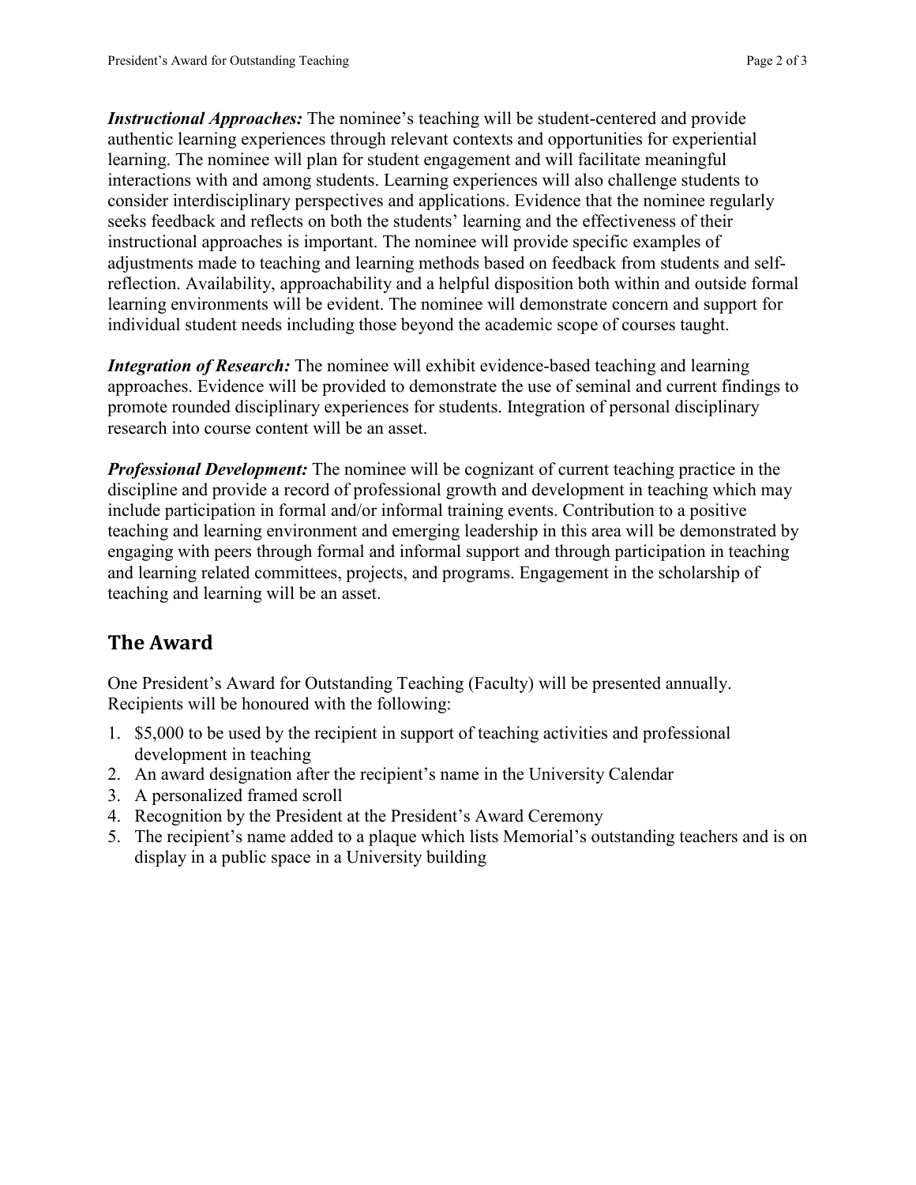***Instructional Approaches:*** The nominee's teaching will be student-centered and provide authentic learning experiences through relevant contexts and opportunities for experiential learning. The nominee will plan for student engagement and will facilitate meaningful interactions with and among students. Learning experiences will also challenge students to consider interdisciplinary perspectives and applications. Evidence that the nominee regularly seeks feedback and reflects on both the students' learning and the effectiveness of their instructional approaches is important. The nominee will provide specific examples of adjustments made to teaching and learning methods based on feedback from students and self-reflection. Availability, approachability and a helpful disposition both within and outside formal learning environments will be evident. The nominee will demonstrate concern and support for individual student needs including those beyond the academic scope of courses taught.

***Integration of Research:*** The nominee will exhibit evidence-based teaching and learning approaches. Evidence will be provided to demonstrate the use of seminal and current findings to promote rounded disciplinary experiences for students. Integration of personal disciplinary research into course content will be an asset.

***Professional Development:*** The nominee will be cognizant of current teaching practice in the discipline and provide a record of professional growth and development in teaching which may include participation in formal and/or informal training events. Contribution to a positive teaching and learning environment and emerging leadership in this area will be demonstrated by engaging with peers through formal and informal support and through participation in teaching and learning related committees, projects, and programs. Engagement in the scholarship of teaching and learning will be an asset.

## The Award

One President's Award for Outstanding Teaching (Faculty) will be presented annually. Recipients will be honoured with the following:

1. $5,000 to be used by the recipient in support of teaching activities and professional development in teaching
2. An award designation after the recipient's name in the University Calendar
3. A personalized framed scroll
4. Recognition by the President at the President's Award Ceremony
5. The recipient's name added to a plaque which lists Memorial's outstanding teachers and is on display in a public space in a University building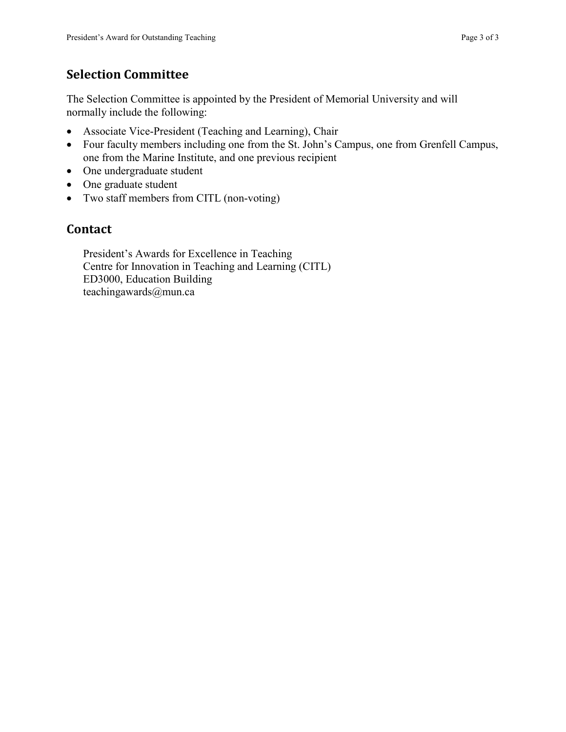## Selection Committee

The Selection Committee is appointed by the President of Memorial University and will normally include the following:

- Associate Vice-President (Teaching and Learning), Chair
- Four faculty members including one from the St. John's Campus, one from Grenfell Campus, one from the Marine Institute, and one previous recipient
- One undergraduate student
- One graduate student
- Two staff members from CITL (non-voting)

## Contact

President's Awards for Excellence in Teaching
Centre for Innovation in Teaching and Learning (CITL)
ED3000, Education Building
teachingawards@mun.ca